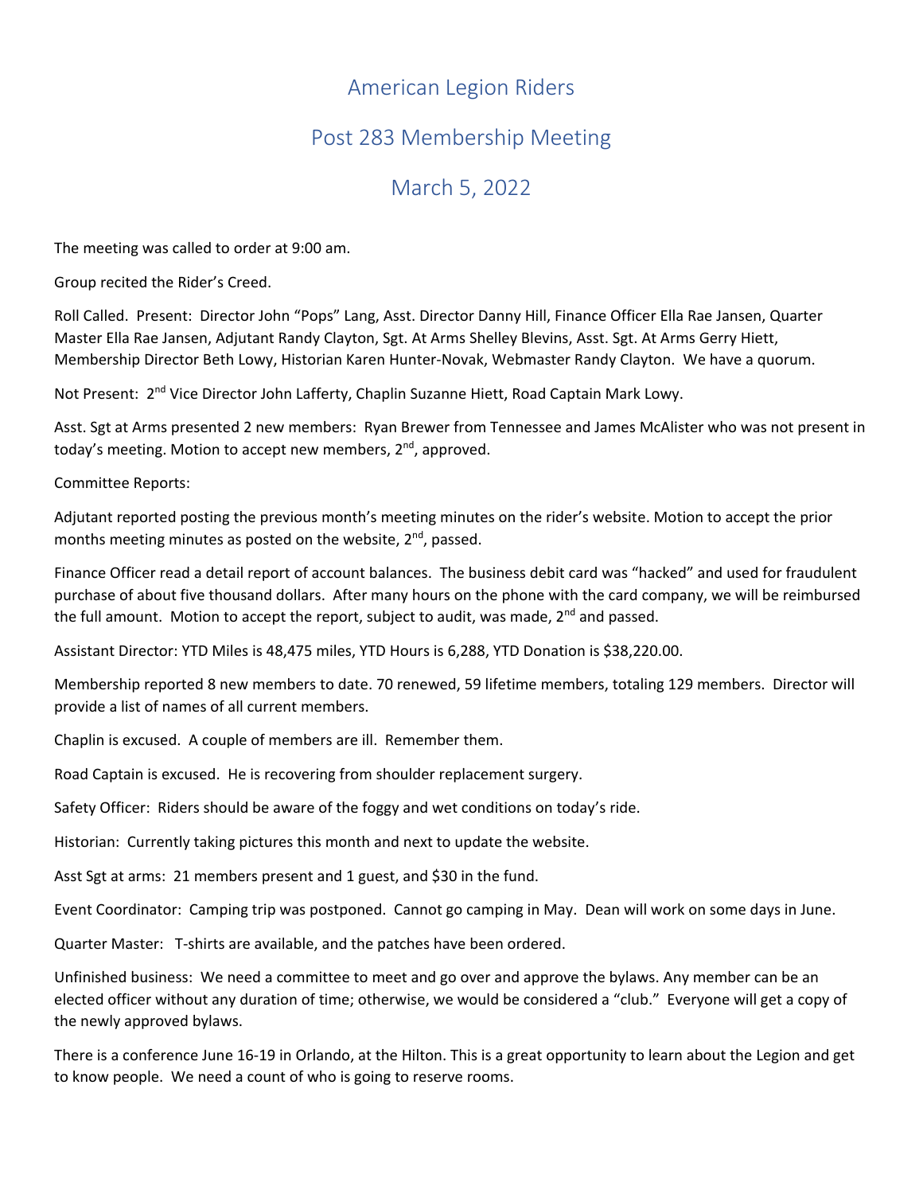# American Legion Riders

## Post 283 Membership Meeting

## March 5, 2022

The meeting was called to order at 9:00 am.

Group recited the Rider's Creed.

Roll Called. Present: Director John "Pops" Lang, Asst. Director Danny Hill, Finance Officer Ella Rae Jansen, Quarter Master Ella Rae Jansen, Adjutant Randy Clayton, Sgt. At Arms Shelley Blevins, Asst. Sgt. At Arms Gerry Hiett, Membership Director Beth Lowy, Historian Karen Hunter-Novak, Webmaster Randy Clayton. We have a quorum.

Not Present: 2nd Vice Director John Lafferty, Chaplin Suzanne Hiett, Road Captain Mark Lowy.

Asst. Sgt at Arms presented 2 new members: Ryan Brewer from Tennessee and James McAlister who was not present in today's meeting. Motion to accept new members, 2nd, approved.

Committee Reports:

Adjutant reported posting the previous month's meeting minutes on the rider's website. Motion to accept the prior months meeting minutes as posted on the website, 2nd, passed.

Finance Officer read a detail report of account balances. The business debit card was "hacked" and used for fraudulent purchase of about five thousand dollars. After many hours on the phone with the card company, we will be reimbursed the full amount. Motion to accept the report, subject to audit, was made, 2nd and passed.

Assistant Director: YTD Miles is 48,475 miles, YTD Hours is 6,288, YTD Donation is $38,220.00.

Membership reported 8 new members to date. 70 renewed, 59 lifetime members, totaling 129 members. Director will provide a list of names of all current members.

Chaplin is excused. A couple of members are ill. Remember them.

Road Captain is excused. He is recovering from shoulder replacement surgery.

Safety Officer: Riders should be aware of the foggy and wet conditions on today's ride.

Historian: Currently taking pictures this month and next to update the website.

Asst Sgt at arms: 21 members present and 1 guest, and $30 in the fund.

Event Coordinator: Camping trip was postponed. Cannot go camping in May. Dean will work on some days in June.

Quarter Master: T-shirts are available, and the patches have been ordered.

Unfinished business: We need a committee to meet and go over and approve the bylaws. Any member can be an elected officer without any duration of time; otherwise, we would be considered a "club." Everyone will get a copy of the newly approved bylaws.

There is a conference June 16-19 in Orlando, at the Hilton. This is a great opportunity to learn about the Legion and get to know people. We need a count of who is going to reserve rooms.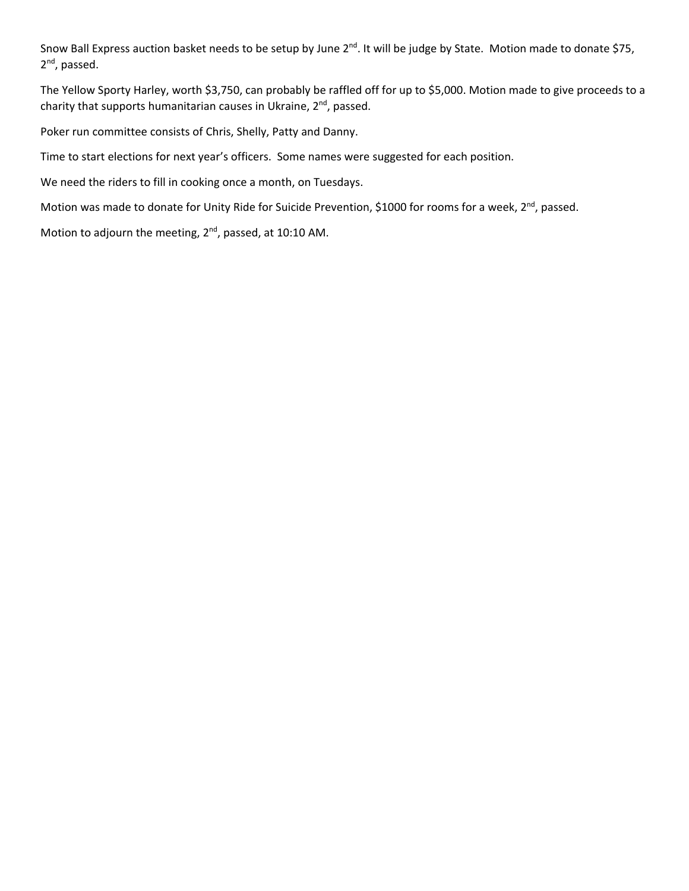Snow Ball Express auction basket needs to be setup by June 2nd. It will be judge by State. Motion made to donate $75, 2nd, passed.

The Yellow Sporty Harley, worth $3,750, can probably be raffled off for up to $5,000. Motion made to give proceeds to a charity that supports humanitarian causes in Ukraine, 2nd, passed.

Poker run committee consists of Chris, Shelly, Patty and Danny.

Time to start elections for next year's officers. Some names were suggested for each position.

We need the riders to fill in cooking once a month, on Tuesdays.

Motion was made to donate for Unity Ride for Suicide Prevention, $1000 for rooms for a week, 2nd, passed.

Motion to adjourn the meeting, 2nd, passed, at 10:10 AM.